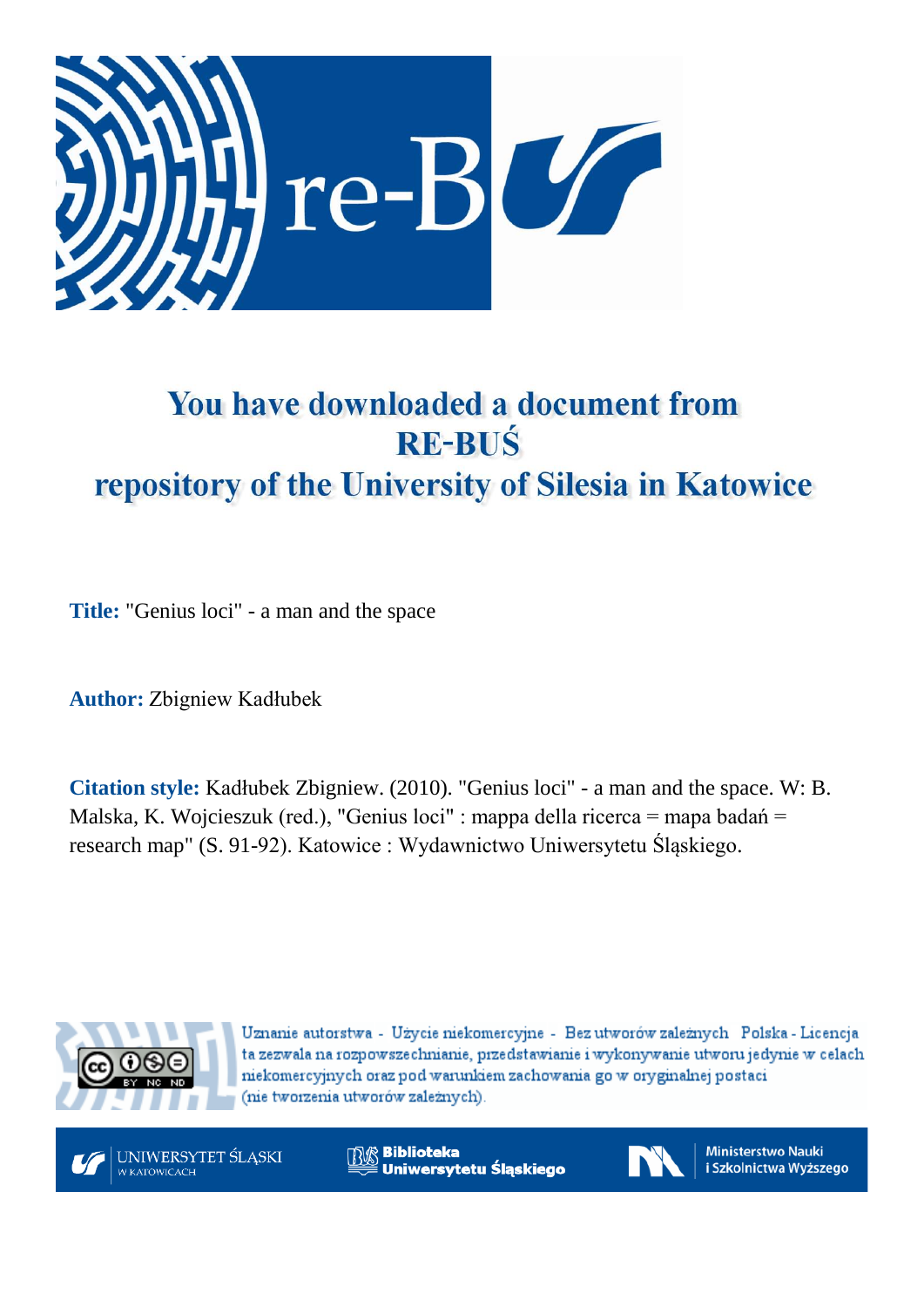# You have downloaded a document from RE-BUŚ repository of the University of Silesia in Katowice

**Title:** "Genius loci" - a man and the space

**Author:** Zbigniew Kadłubek

**Citation style:** Kadłubek Zbigniew. (2010). "Genius loci" - a man and the space. W: B. Malska, K. Wojcieszuk (red.), "Genius loci" : mappa della ricerca = mapa badań = research map" (S. 91-92). Katowice : Wydawnictwo Uniwersytetu Śląskiego.

Uznanie autorstwa - Użycie niekomercyjne - Bez utworów zależnych Polska - Licencja ta zezwala na rozpowszechnianie, przedstawianie i wykonywanie utworu jedynie w celach niekomercyjnych oraz pod warunkiem zachowania go w oryginalnej postaci (nie tworzenia utworów zależnych).

UNIWERSYTET ŚLĄSKI W KATOWICACH

Biblioteka Uniwersytetu Śląskiego

Ministerstwo Nauki i Szkolnictwa Wyższego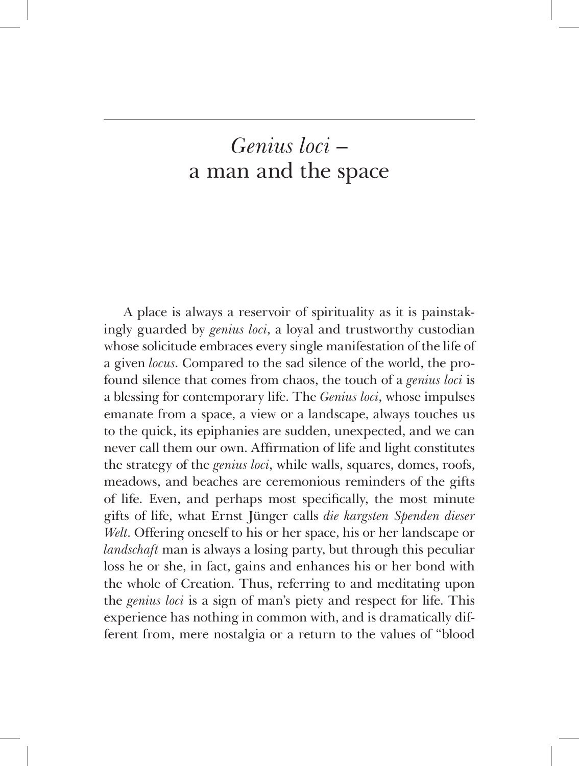# *Genius loci* – a man and the space

A place is always a reservoir of spirituality as it is painstakingly guarded by *genius loci*, a loyal and trustworthy custodian whose solicitude embraces every single manifestation of the life of a given *locus*. Compared to the sad silence of the world, the profound silence that comes from chaos, the touch of a *genius loci* is a blessing for contemporary life. The *Genius loci*, whose impulses emanate from a space, a view or a landscape, always touches us to the quick, its epiphanies are sudden, unexpected, and we can never call them our own. Affirmation of life and light constitutes the strategy of the *genius loci*, while walls, squares, domes, roofs, meadows, and beaches are ceremonious reminders of the gifts of life. Even, and perhaps most specifically, the most minute gifts of life, what Ernst Jünger calls *die kargsten Spenden dieser Welt*. Offering oneself to his or her space, his or her landscape or *landschaft* man is always a losing party, but through this peculiar loss he or she, in fact, gains and enhances his or her bond with the whole of Creation. Thus, referring to and meditating upon the *genius loci* is a sign of man's piety and respect for life. This experience has nothing in common with, and is dramatically different from, mere nostalgia or a return to the values of "blood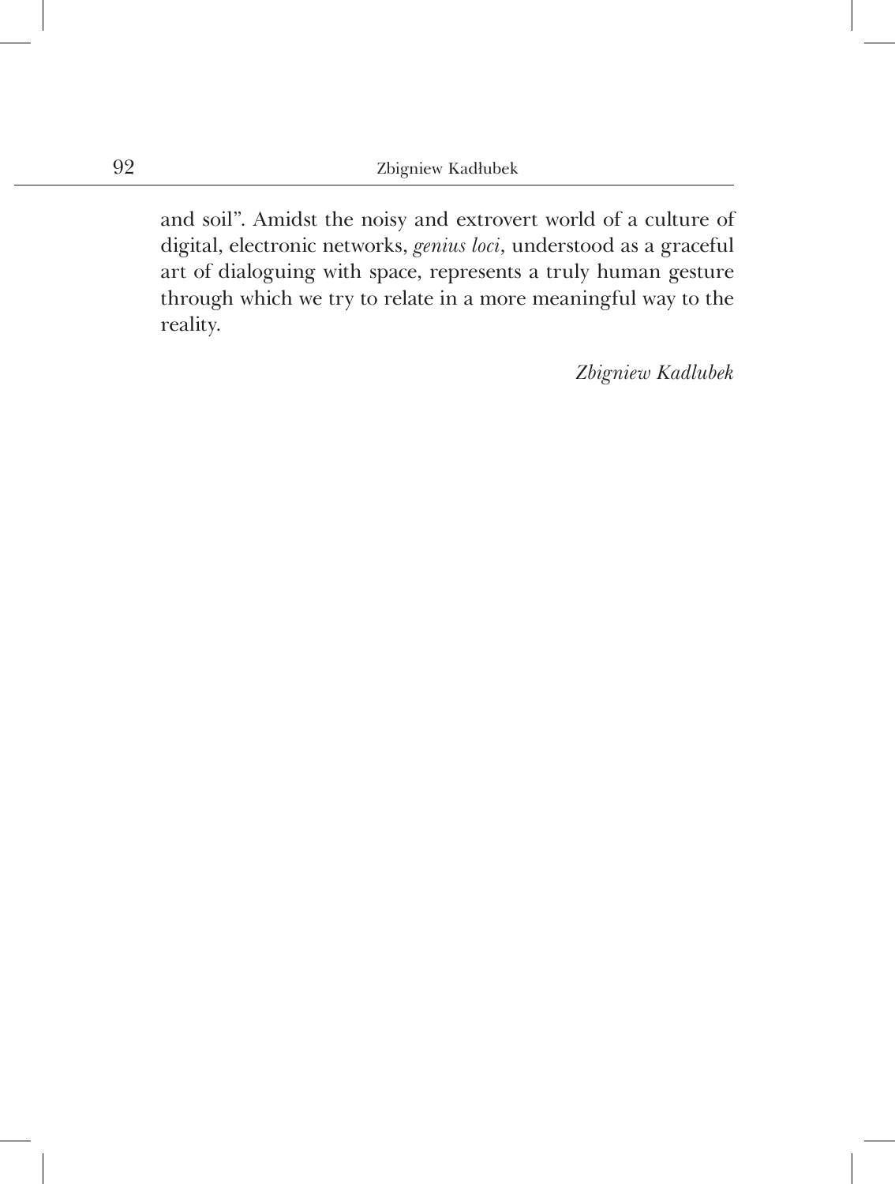and soil". Amidst the noisy and extrovert world of a culture of digital, electronic networks, *genius loci*, understood as a graceful art of dialoguing with space, represents a truly human gesture through which we try to relate in a more meaningful way to the reality.

*Zbigniew Kadlubek*